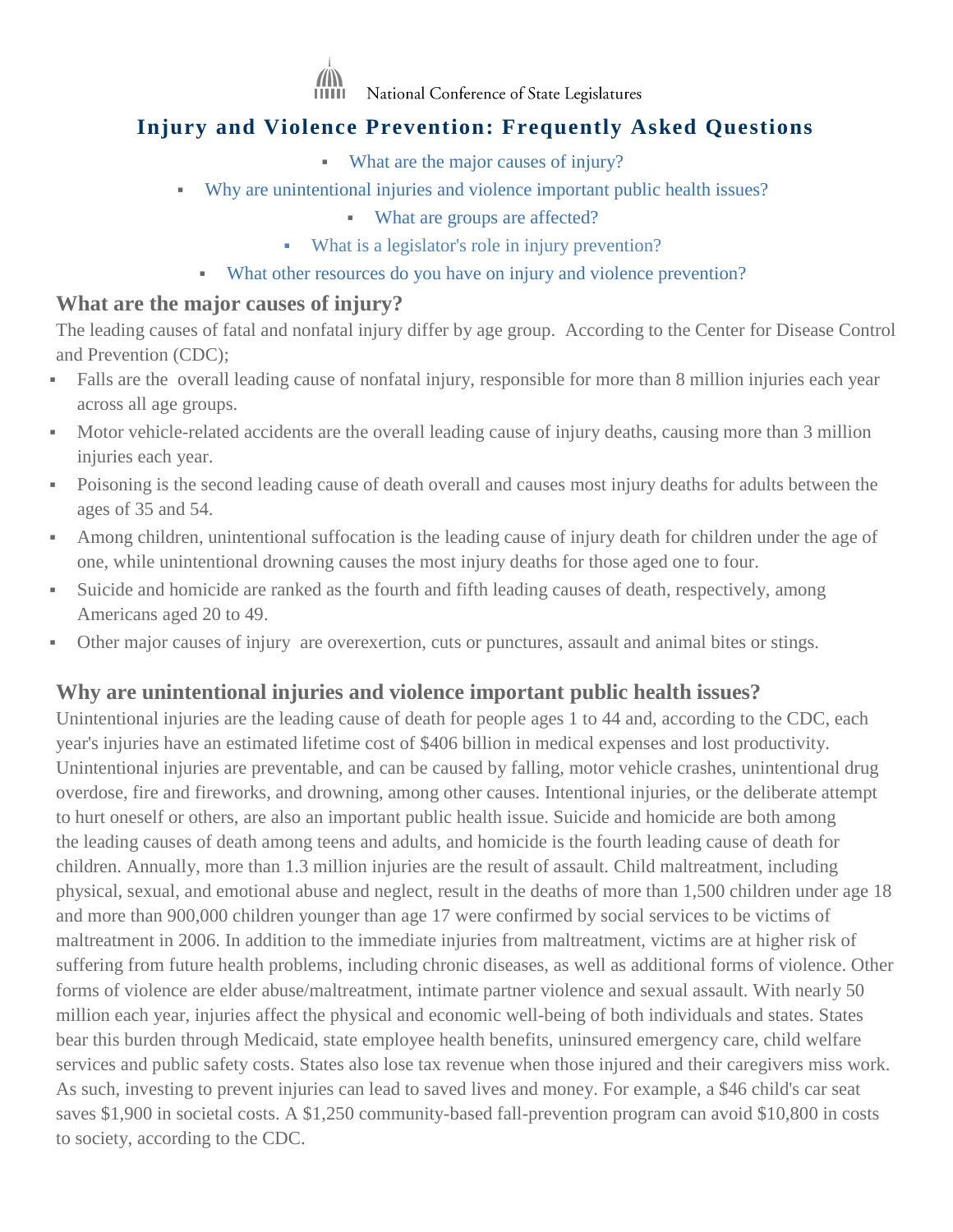National Conference of State Legislatures

# Injury and Violence Prevention: Frequently Asked Questions

- What are the major causes of injury?
- Why are unintentional injuries and violence important public health issues?
- What are groups are affected?
- What is a legislator's role in injury prevention?
- What other resources do you have on injury and violence prevention?

## What are the major causes of injury?

The leading causes of fatal and nonfatal injury differ by age group. According to the Center for Disease Control and Prevention (CDC);

- Falls are the overall leading cause of nonfatal injury, responsible for more than 8 million injuries each year across all age groups.
- Motor vehicle-related accidents are the overall leading cause of injury deaths, causing more than 3 million injuries each year.
- Poisoning is the second leading cause of death overall and causes most injury deaths for adults between the ages of 35 and 54.
- Among children, unintentional suffocation is the leading cause of injury death for children under the age of one, while unintentional drowning causes the most injury deaths for those aged one to four.
- Suicide and homicide are ranked as the fourth and fifth leading causes of death, respectively, among Americans aged 20 to 49.
- Other major causes of injury are overexertion, cuts or punctures, assault and animal bites or stings.

## Why are unintentional injuries and violence important public health issues?

Unintentional injuries are the leading cause of death for people ages 1 to 44 and, according to the CDC, each year's injuries have an estimated lifetime cost of $406 billion in medical expenses and lost productivity. Unintentional injuries are preventable, and can be caused by falling, motor vehicle crashes, unintentional drug overdose, fire and fireworks, and drowning, among other causes. Intentional injuries, or the deliberate attempt to hurt oneself or others, are also an important public health issue. Suicide and homicide are both among the leading causes of death among teens and adults, and homicide is the fourth leading cause of death for children. Annually, more than 1.3 million injuries are the result of assault. Child maltreatment, including physical, sexual, and emotional abuse and neglect, result in the deaths of more than 1,500 children under age 18 and more than 900,000 children younger than age 17 were confirmed by social services to be victims of maltreatment in 2006. In addition to the immediate injuries from maltreatment, victims are at higher risk of suffering from future health problems, including chronic diseases, as well as additional forms of violence. Other forms of violence are elder abuse/maltreatment, intimate partner violence and sexual assault. With nearly 50 million each year, injuries affect the physical and economic well-being of both individuals and states. States bear this burden through Medicaid, state employee health benefits, uninsured emergency care, child welfare services and public safety costs. States also lose tax revenue when those injured and their caregivers miss work. As such, investing to prevent injuries can lead to saved lives and money. For example, a $46 child's car seat saves $1,900 in societal costs. A $1,250 community-based fall-prevention program can avoid $10,800 in costs to society, according to the CDC.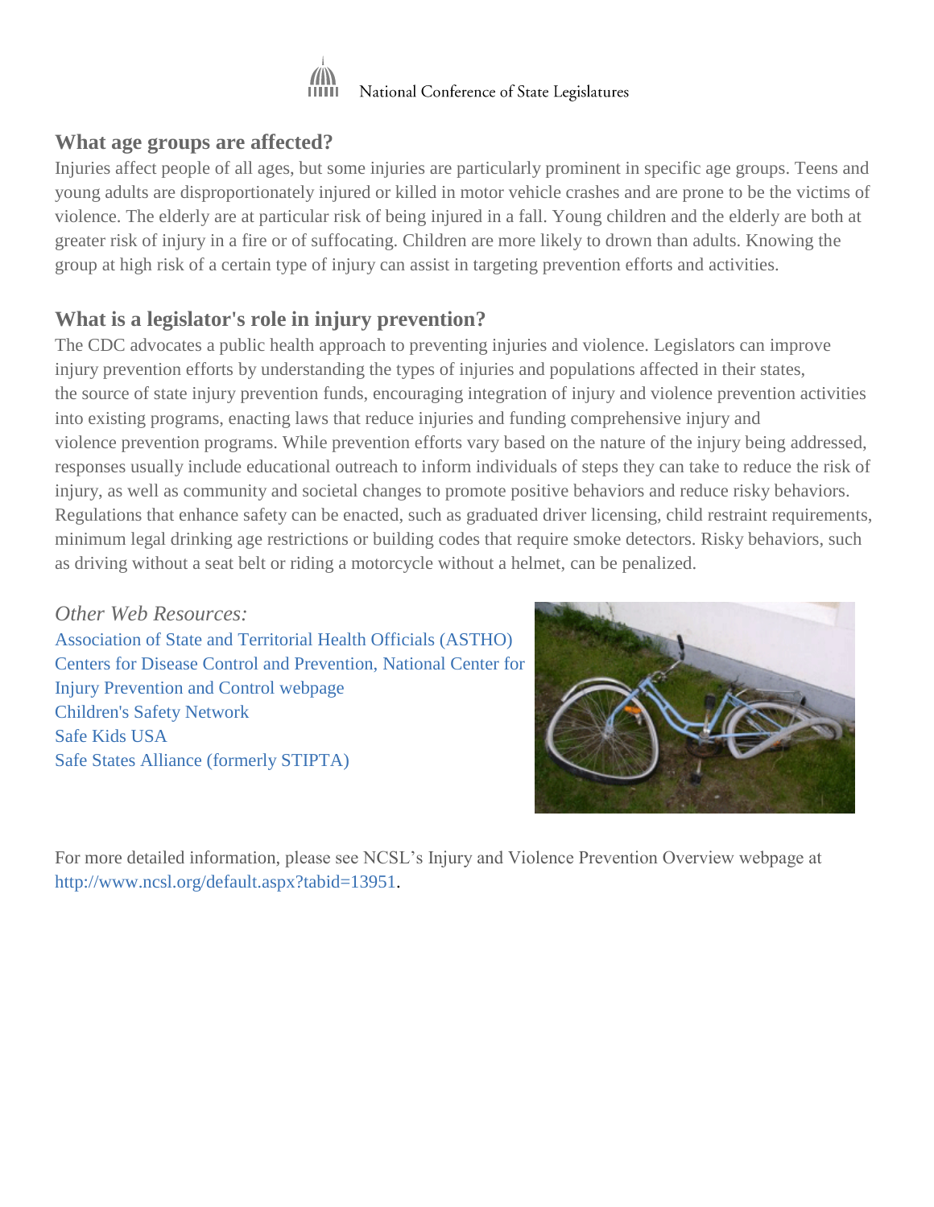## What age groups are affected?

Injuries affect people of all ages, but some injuries are particularly prominent in specific age groups. Teens and young adults are disproportionately injured or killed in motor vehicle crashes and are prone to be the victims of violence. The elderly are at particular risk of being injured in a fall. Young children and the elderly are both at greater risk of injury in a fire or of suffocating. Children are more likely to drown than adults. Knowing the group at high risk of a certain type of injury can assist in targeting prevention efforts and activities.

## What is a legislator's role in injury prevention?

The CDC advocates a public health approach to preventing injuries and violence. Legislators can improve injury prevention efforts by understanding the types of injuries and populations affected in their states, the source of state injury prevention funds, encouraging integration of injury and violence prevention activities into existing programs, enacting laws that reduce injuries and funding comprehensive injury and violence prevention programs. While prevention efforts vary based on the nature of the injury being addressed, responses usually include educational outreach to inform individuals of steps they can take to reduce the risk of injury, as well as community and societal changes to promote positive behaviors and reduce risky behaviors. Regulations that enhance safety can be enacted, such as graduated driver licensing, child restraint requirements, minimum legal drinking age restrictions or building codes that require smoke detectors. Risky behaviors, such as driving without a seat belt or riding a motorcycle without a helmet, can be penalized.

*Other Web Resources:*

Association of State and Territorial Health Officials (ASTHO)
Centers for Disease Control and Prevention, National Center for Injury Prevention and Control webpage
Children's Safety Network
Safe Kids USA
Safe States Alliance (formerly STIPTA)

For more detailed information, please see NCSL's Injury and Violence Prevention Overview webpage at http://www.ncsl.org/default.aspx?tabid=13951.